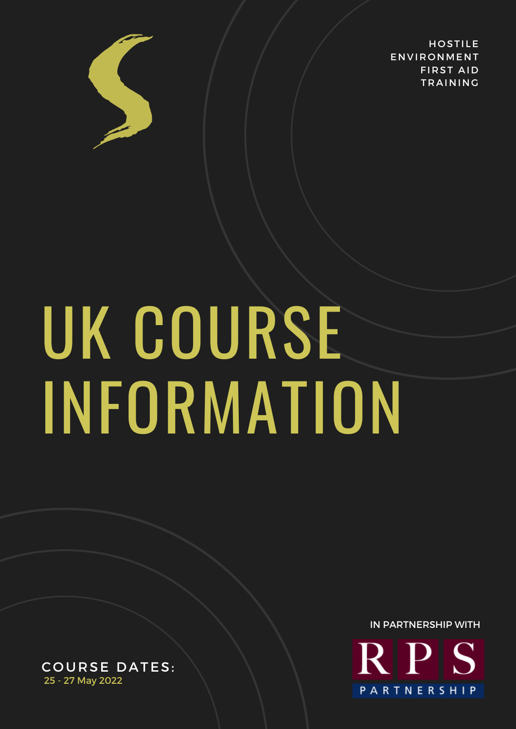HOSTILE ENVIRONMENT FIRST AID TRAINING

# UK COURSE INFORMATION

IN PARTNERSHIP WITH

RPS PARTNERSHIP

COURSE DATES:
25 - 27 May 2022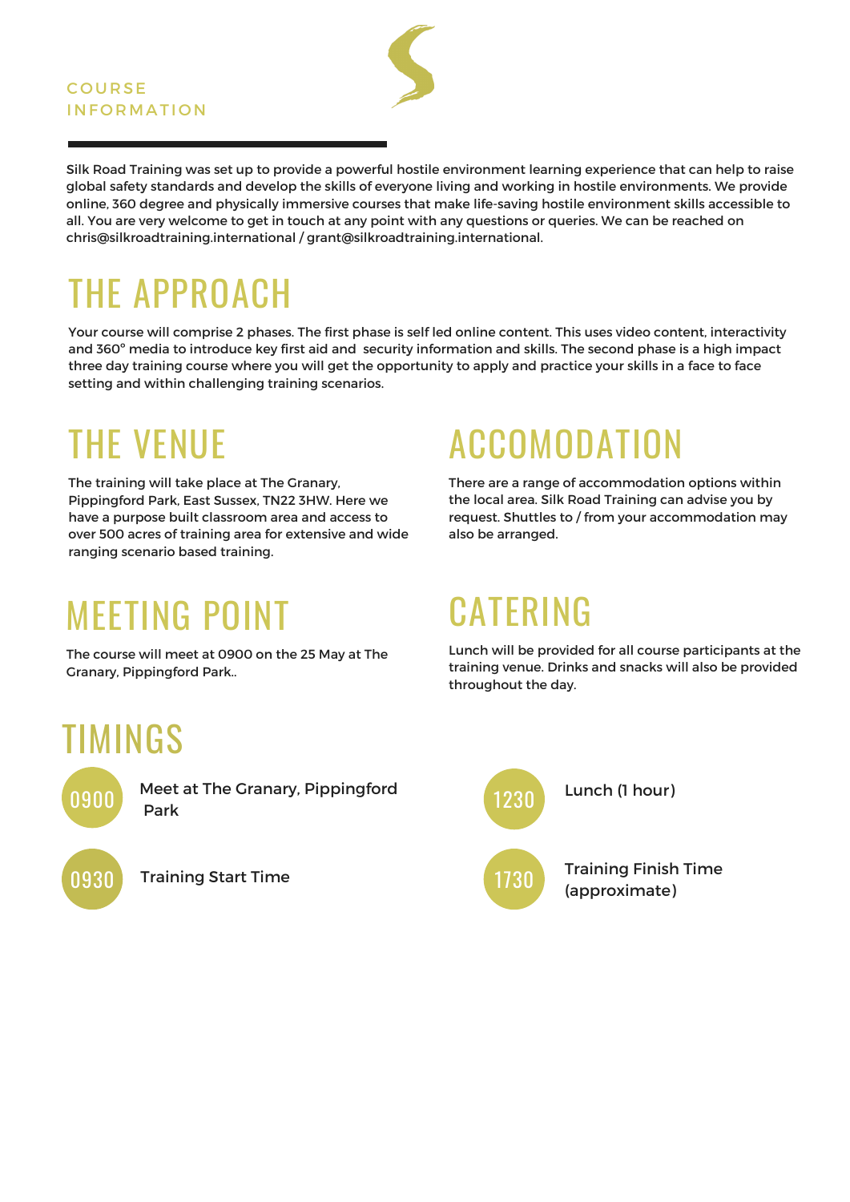## COURSE INFORMATION

Silk Road Training was set up to provide a powerful hostile environment learning experience that can help to raise global safety standards and develop the skills of everyone living and working in hostile environments. We provide online, 360 degree and physically immersive courses that make life-saving hostile environment skills accessible to all. You are very welcome to get in touch at any point with any questions or queries. We can be reached on chris@silkroadtraining.international / grant@silkroadtraining.international.

# THE APPROACH

Your course will comprise 2 phases. The first phase is self led online content. This uses video content, interactivity and 360° media to introduce key first aid and security information and skills. The second phase is a high impact three day training course where you will get the opportunity to apply and practice your skills in a face to face setting and within challenging training scenarios.

# THE VENUE

The training will take place at The Granary, Pippingford Park, East Sussex, TN22 3HW. Here we have a purpose built classroom area and access to over 500 acres of training area for extensive and wide ranging scenario based training.

# ACCOMODATION

There are a range of accommodation options within the local area. Silk Road Training can advise you by request. Shuttles to / from your accommodation may also be arranged.

# MEETING POINT

The course will meet at 0900 on the 25 May at The Granary, Pippingford Park..

# CATERING

Lunch will be provided for all course participants at the training venue. Drinks and snacks will also be provided throughout the day.

# TIMINGS

- **0900** – Meet at The Granary, Pippingford Park
- **0930** – Training Start Time
- **1230** – Lunch (1 hour)
- **1730** – Training Finish Time (approximate)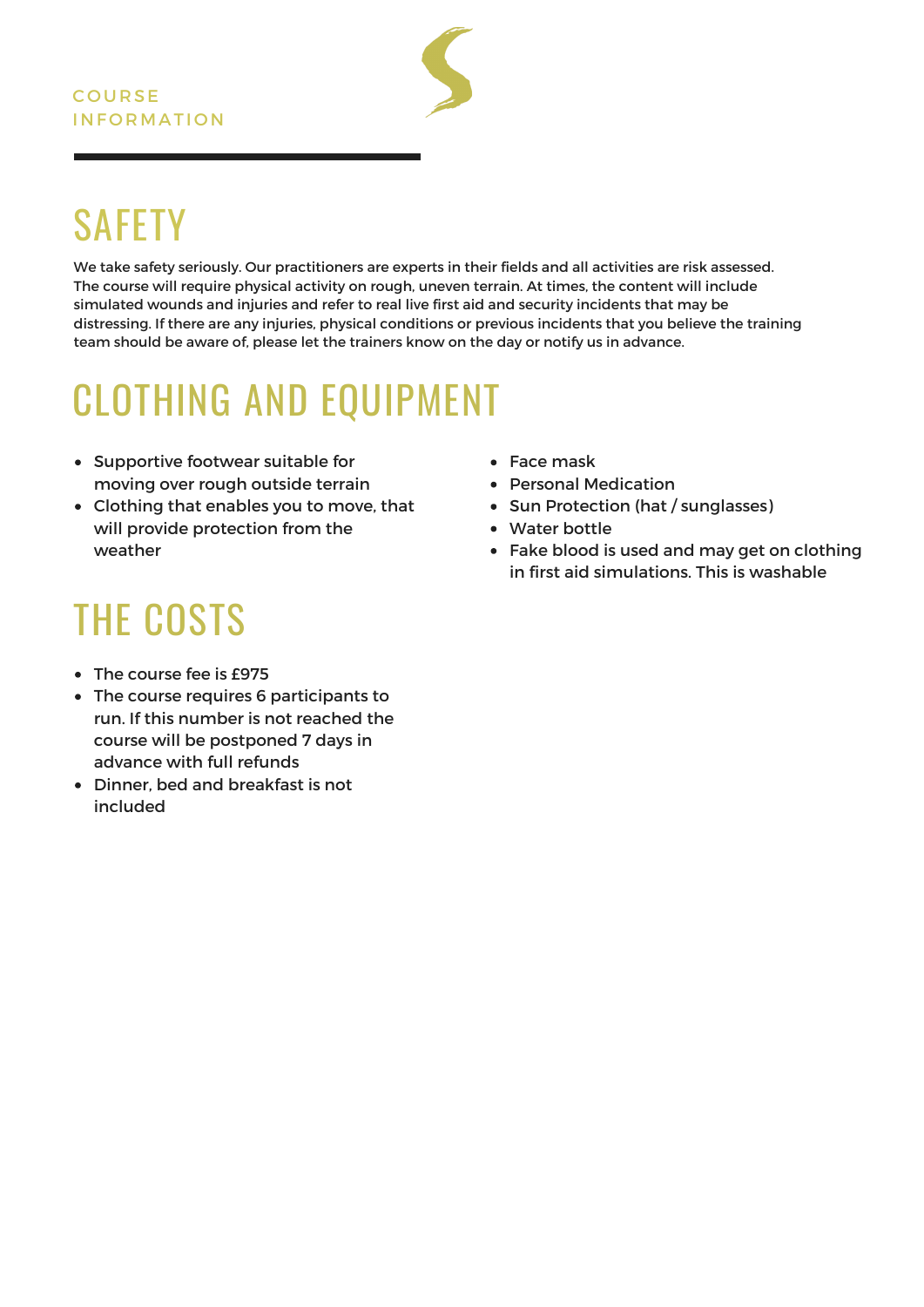COURSE INFORMATION

# SAFETY

We take safety seriously. Our practitioners are experts in their fields and all activities are risk assessed. The course will require physical activity on rough, uneven terrain. At times, the content will include simulated wounds and injuries and refer to real live first aid and security incidents that may be distressing. If there are any injuries, physical conditions or previous incidents that you believe the training team should be aware of, please let the trainers know on the day or notify us in advance.

# CLOTHING AND EQUIPMENT

- Supportive footwear suitable for moving over rough outside terrain
- Clothing that enables you to move, that will provide protection from the weather
- Face mask
- Personal Medication
- Sun Protection (hat / sunglasses)
- Water bottle
- Fake blood is used and may get on clothing in first aid simulations. This is washable

# THE COSTS

- The course fee is £975
- The course requires 6 participants to run. If this number is not reached the course will be postponed 7 days in advance with full refunds
- Dinner, bed and breakfast is not included